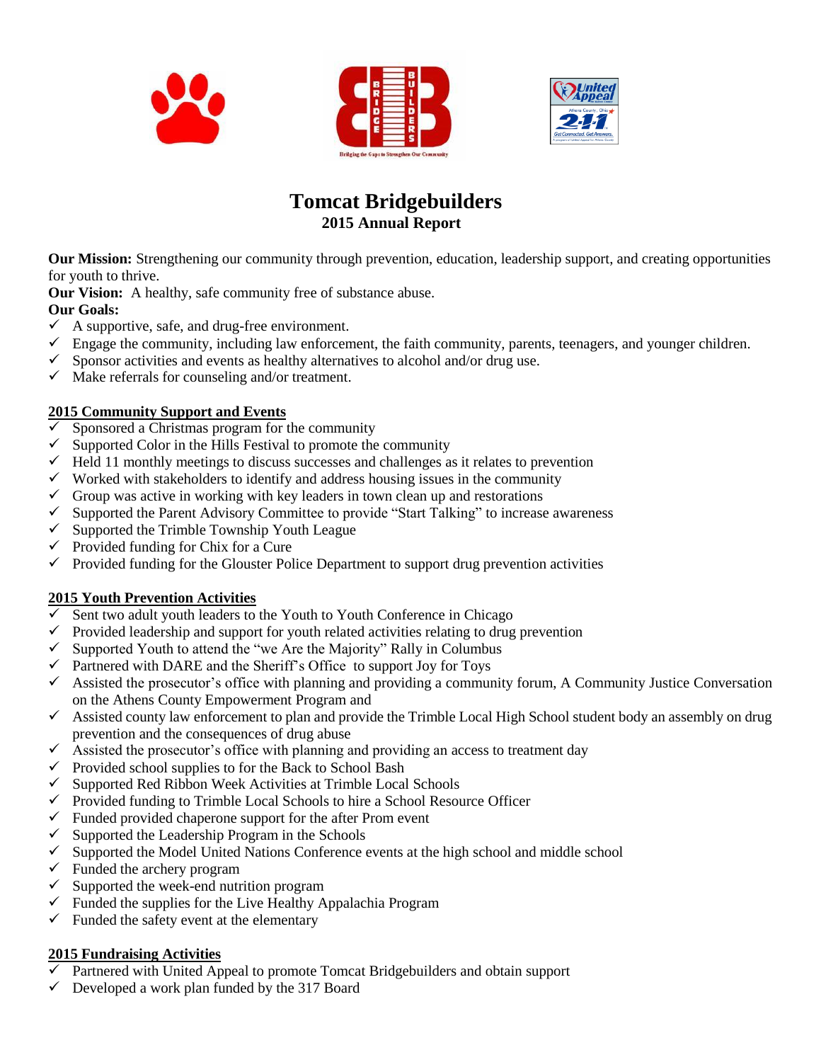# Tomcat Bridgebuilders

## 2015 Annual Report

**Our Mission:** Strengthening our community through prevention, education, leadership support, and creating opportunities for youth to thrive.

**Our Vision:** A healthy, safe community free of substance abuse.

**Our Goals:**

- ✓ A supportive, safe, and drug-free environment.
- ✓ Engage the community, including law enforcement, the faith community, parents, teenagers, and younger children.
- ✓ Sponsor activities and events as healthy alternatives to alcohol and/or drug use.
- ✓ Make referrals for counseling and/or treatment.

### 2015 Community Support and Events

- ✓ Sponsored a Christmas program for the community
- ✓ Supported Color in the Hills Festival to promote the community
- ✓ Held 11 monthly meetings to discuss successes and challenges as it relates to prevention
- ✓ Worked with stakeholders to identify and address housing issues in the community
- ✓ Group was active in working with key leaders in town clean up and restorations
- ✓ Supported the Parent Advisory Committee to provide "Start Talking" to increase awareness
- ✓ Supported the Trimble Township Youth League
- ✓ Provided funding for Chix for a Cure
- ✓ Provided funding for the Glouster Police Department to support drug prevention activities

### 2015 Youth Prevention Activities

- ✓ Sent two adult youth leaders to the Youth to Youth Conference in Chicago
- ✓ Provided leadership and support for youth related activities relating to drug prevention
- ✓ Supported Youth to attend the "we Are the Majority" Rally in Columbus
- ✓ Partnered with DARE and the Sheriff's Office to support Joy for Toys
- ✓ Assisted the prosecutor's office with planning and providing a community forum, A Community Justice Conversation on the Athens County Empowerment Program and
- ✓ Assisted county law enforcement to plan and provide the Trimble Local High School student body an assembly on drug prevention and the consequences of drug abuse
- ✓ Assisted the prosecutor's office with planning and providing an access to treatment day
- ✓ Provided school supplies to for the Back to School Bash
- ✓ Supported Red Ribbon Week Activities at Trimble Local Schools
- ✓ Provided funding to Trimble Local Schools to hire a School Resource Officer
- ✓ Funded provided chaperone support for the after Prom event
- ✓ Supported the Leadership Program in the Schools
- ✓ Supported the Model United Nations Conference events at the high school and middle school
- ✓ Funded the archery program
- ✓ Supported the week-end nutrition program
- ✓ Funded the supplies for the Live Healthy Appalachia Program
- ✓ Funded the safety event at the elementary

### 2015 Fundraising Activities

- ✓ Partnered with United Appeal to promote Tomcat Bridgebuilders and obtain support
- ✓ Developed a work plan funded by the 317 Board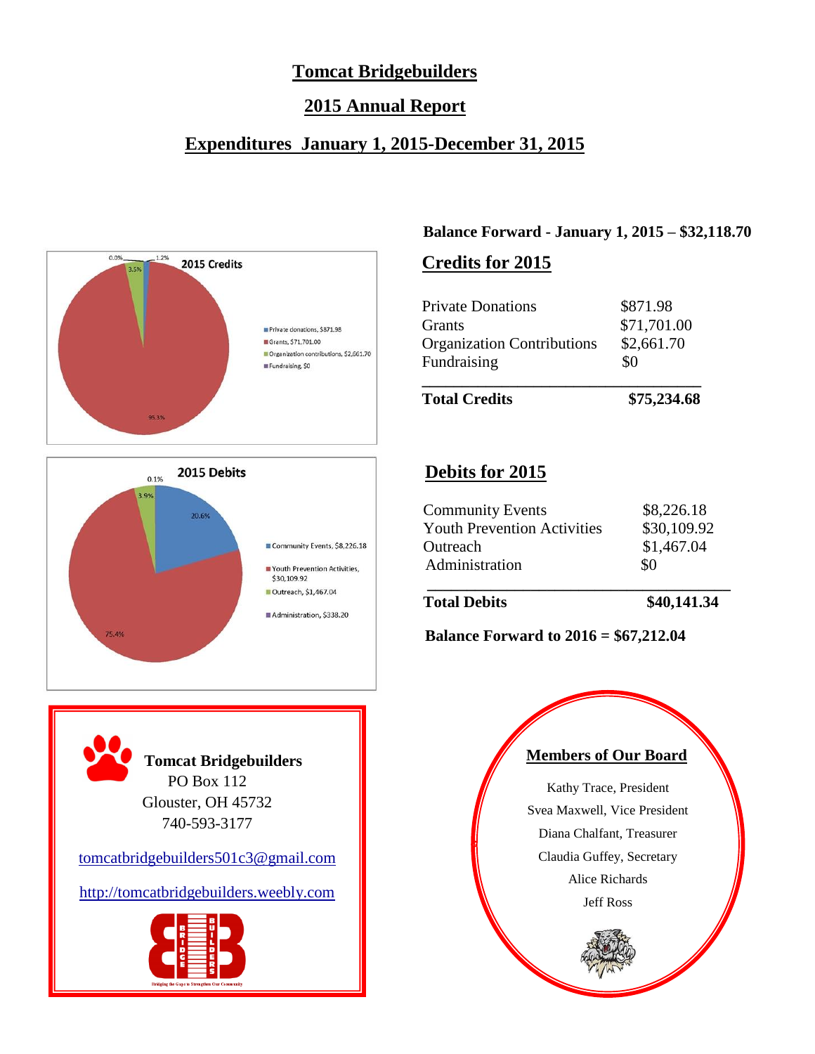# Tomcat Bridgebuilders

## 2015 Annual Report

## Expenditures January 1, 2015-December 31, 2015

**Balance Forward - January 1, 2015 – $32,118.70**

2015 Credits

0.0%
1.2%
3.5%
95.3%

Private donations, $871.98
Grants, $71,701.00
Organization contributions, $2,661.70
Fundraising, $0

## Credits for 2015

| | |
|---|---|
| Private Donations | $871.98 |
| Grants | $71,701.00 |
| Organization Contributions | $2,661.70 |
| Fundraising | $0 |
| **Total Credits** | **$75,234.68** |

2015 Debits

0.1%
3.9%
20.6%
75.4%

Community Events, $8,226.18
Youth Prevention Activities, $30,109.92
Outreach, $1,467.04
Administration, $338.20

## Debits for 2015

| | |
|---|---|
| Community Events | $8,226.18 |
| Youth Prevention Activities | $30,109.92 |
| Outreach | $1,467.04 |
| Administration | $0 |
| **Total Debits** | **$40,141.34** |

**Balance Forward to 2016 = $67,212.04**

**Tomcat Bridgebuilders**
PO Box 112
Glouster, OH 45732
740-593-3177

tomcatbridgebuilders501c3@gmail.com

http://tomcatbridgebuilders.weebly.com

BRIDGE BUILDERS

Bridging the Gaps to Strengthen Our Community

### Members of Our Board

Kathy Trace, President
Svea Maxwell, Vice President
Diana Chalfant, Treasurer
Claudia Guffey, Secretary
Alice Richards
Jeff Ross